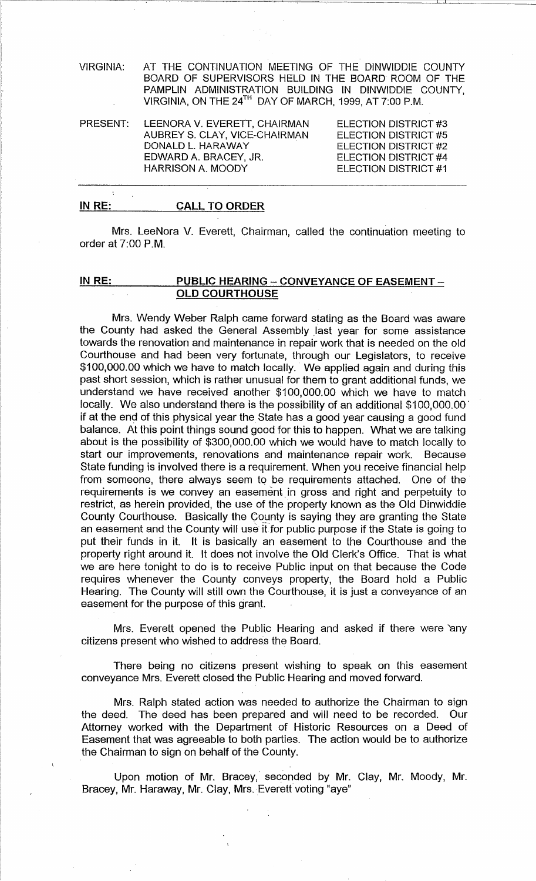VIRGINIA: AT THE CONTINUATION MEETING OF THE DINWIDDIE COUNTY BOARD OF SUPERVISORS HELD IN THE BOARD ROOM OF THE PAMPLIN ADMINISTRATION BUILDING IN DINWIDDIE COUNTY, VIRGINIA, ON THE 24TH DAY OF MARCH, 1999, AT 7:00 P.M.

| PRESENT: | | |
|---|---|---|
| | LEENORA V. EVERETT, CHAIRMAN | ELECTION DISTRICT #3 |
| | AUBREY S. CLAY, VICE-CHAIRMAN | ELECTION DISTRICT #5 |
| | DONALD L. HARAWAY | ELECTION DISTRICT #2 |
| | EDWARD A. BRACEY, JR. | ELECTION DISTRICT #4 |
| | HARRISON A. MOODY | ELECTION DISTRICT #1 |

**IN RE: CALL TO ORDER**

Mrs. LeeNora V. Everett, Chairman, called the continuation meeting to order at 7:00 P.M.

**IN RE: PUBLIC HEARING – CONVEYANCE OF EASEMENT – OLD COURTHOUSE**

Mrs. Wendy Weber Ralph came forward stating as the Board was aware the County had asked the General Assembly last year for some assistance towards the renovation and maintenance in repair work that is needed on the old Courthouse and had been very fortunate, through our Legislators, to receive $100,000.00 which we have to match locally. We applied again and during this past short session, which is rather unusual for them to grant additional funds, we understand we have received another $100,000.00 which we have to match locally. We also understand there is the possibility of an additional $100,000.00 if at the end of this physical year the State has a good year causing a good fund balance. At this point things sound good for this to happen. What we are talking about is the possibility of $300,000.00 which we would have to match locally to start our improvements, renovations and maintenance repair work. Because State funding is involved there is a requirement. When you receive financial help from someone, there always seem to be requirements attached. One of the requirements is we convey an easement in gross and right and perpetuity to restrict, as herein provided, the use of the property known as the Old Dinwiddie County Courthouse. Basically the County is saying they are granting the State an easement and the County will use it for public purpose if the State is going to put their funds in it. It is basically an easement to the Courthouse and the property right around it. It does not involve the Old Clerk's Office. That is what we are here tonight to do is to receive Public input on that because the Code requires whenever the County conveys property, the Board hold a Public Hearing. The County will still own the Courthouse, it is just a conveyance of an easement for the purpose of this grant.

Mrs. Everett opened the Public Hearing and asked if there were any citizens present who wished to address the Board.

There being no citizens present wishing to speak on this easement conveyance Mrs. Everett closed the Public Hearing and moved forward.

Mrs. Ralph stated action was needed to authorize the Chairman to sign the deed. The deed has been prepared and will need to be recorded. Our Attorney worked with the Department of Historic Resources on a Deed of Easement that was agreeable to both parties. The action would be to authorize the Chairman to sign on behalf of the County.

Upon motion of Mr. Bracey, seconded by Mr. Clay, Mr. Moody, Mr. Bracey, Mr. Haraway, Mr. Clay, Mrs. Everett voting "aye"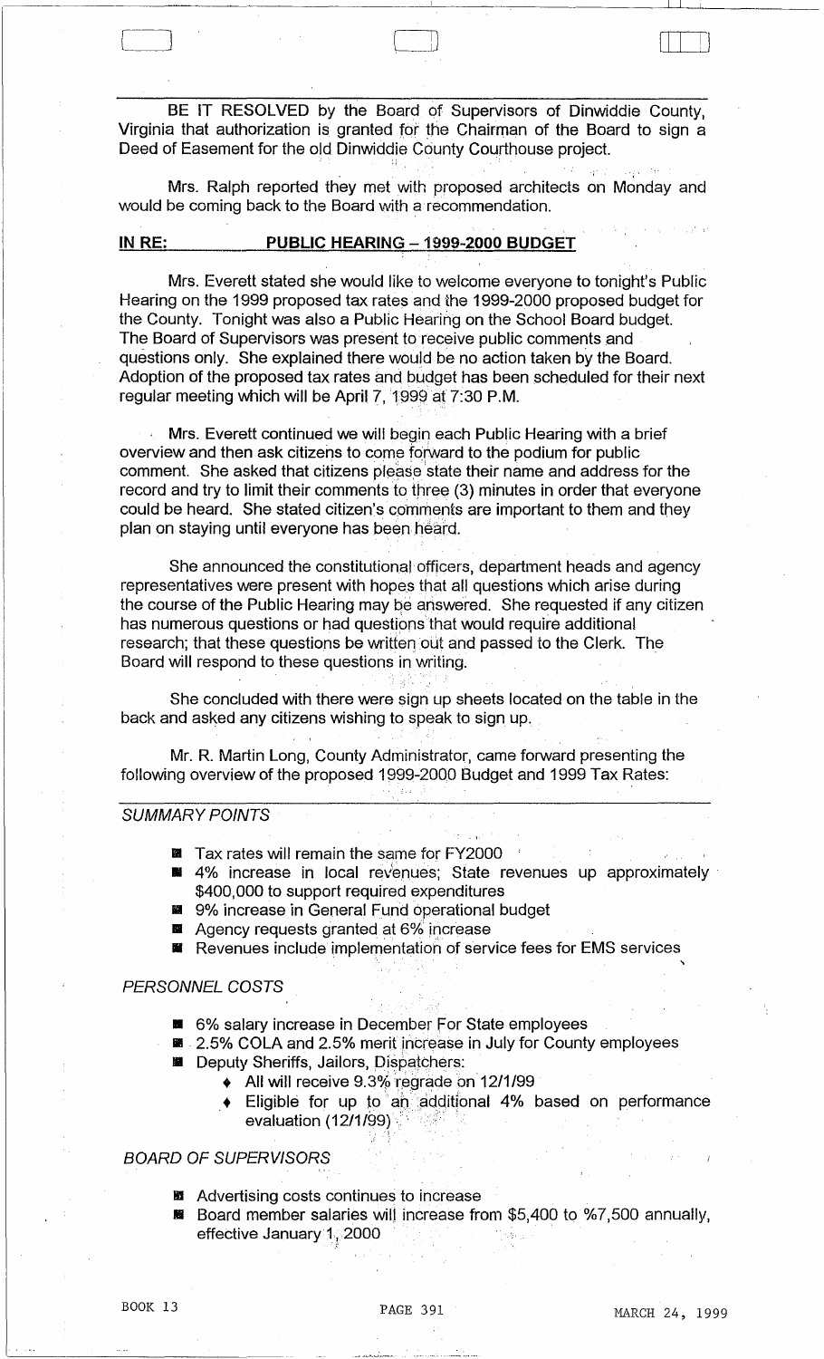BE IT RESOLVED by the Board of Supervisors of Dinwiddie County, Virginia that authorization is granted for the Chairman of the Board to sign a Deed of Easement for the old Dinwiddie County Courthouse project.

Mrs. Ralph reported they met with proposed architects on Monday and would be coming back to the Board with a recommendation.

**IN RE: PUBLIC HEARING – 1999-2000 BUDGET**

Mrs. Everett stated she would like to welcome everyone to tonight's Public Hearing on the 1999 proposed tax rates and the 1999-2000 proposed budget for the County. Tonight was also a Public Hearing on the School Board budget. The Board of Supervisors was present to receive public comments and questions only. She explained there would be no action taken by the Board. Adoption of the proposed tax rates and budget has been scheduled for their next regular meeting which will be April 7, 1999 at 7:30 P.M.

Mrs. Everett continued we will begin each Public Hearing with a brief overview and then ask citizens to come forward to the podium for public comment. She asked that citizens please state their name and address for the record and try to limit their comments to three (3) minutes in order that everyone could be heard. She stated citizen's comments are important to them and they plan on staying until everyone has been heard.

She announced the constitutional officers, department heads and agency representatives were present with hopes that all questions which arise during the course of the Public Hearing may be answered. She requested if any citizen has numerous questions or had questions that would require additional research; that these questions be written out and passed to the Clerk. The Board will respond to these questions in writing.

She concluded with there were sign up sheets located on the table in the back and asked any citizens wishing to speak to sign up.

Mr. R. Martin Long, County Administrator, came forward presenting the following overview of the proposed 1999-2000 Budget and 1999 Tax Rates:

*SUMMARY POINTS*

- Tax rates will remain the same for FY2000
- 4% increase in local revenues; State revenues up approximately $400,000 to support required expenditures
- 9% increase in General Fund operational budget
- Agency requests granted at 6% increase
- Revenues include implementation of service fees for EMS services

*PERSONNEL COSTS*

- 6% salary increase in December For State employees
- 2.5% COLA and 2.5% merit increase in July for County employees
- Deputy Sheriffs, Jailors, Dispatchers:
  - All will receive 9.3% regrade on 12/1/99
  - Eligible for up to an additional 4% based on performance evaluation (12/1/99)

*BOARD OF SUPERVISORS*

- Advertising costs continues to increase
- Board member salaries will increase from $5,400 to %7,500 annually, effective January 1, 2000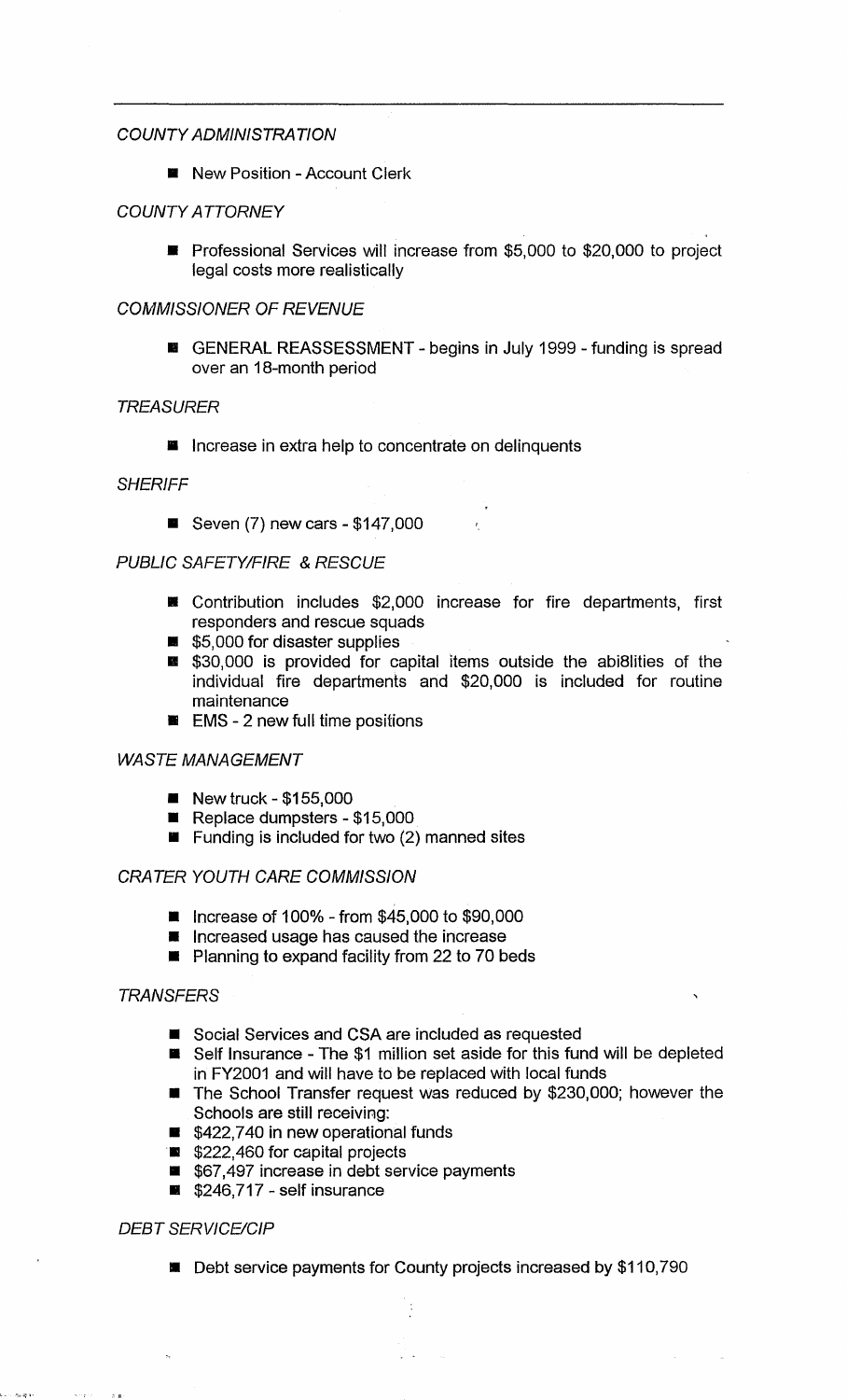*COUNTY ADMINISTRATION*

- New Position - Account Clerk

*COUNTY ATTORNEY*

- Professional Services will increase from $5,000 to $20,000 to project legal costs more realistically

*COMMISSIONER OF REVENUE*

- GENERAL REASSESSMENT - begins in July 1999 - funding is spread over an 18-month period

*TREASURER*

- Increase in extra help to concentrate on delinquents

*SHERIFF*

- Seven (7) new cars - $147,000

*PUBLIC SAFETY/FIRE & RESCUE*

- Contribution includes $2,000 increase for fire departments, first responders and rescue squads
- $5,000 for disaster supplies
- $30,000 is provided for capital items outside the abi8lities of the individual fire departments and $20,000 is included for routine maintenance
- EMS - 2 new full time positions

*WASTE MANAGEMENT*

- New truck - $155,000
- Replace dumpsters - $15,000
- Funding is included for two (2) manned sites

*CRATER YOUTH CARE COMMISSION*

- Increase of 100% - from $45,000 to $90,000
- Increased usage has caused the increase
- Planning to expand facility from 22 to 70 beds

*TRANSFERS*

- Social Services and CSA are included as requested
- Self Insurance - The $1 million set aside for this fund will be depleted in FY2001 and will have to be replaced with local funds
- The School Transfer request was reduced by $230,000; however the Schools are still receiving:
- $422,740 in new operational funds
- $222,460 for capital projects
- $67,497 increase in debt service payments
- $246,717 - self insurance

*DEBT SERVICE/CIP*

- Debt service payments for County projects increased by $110,790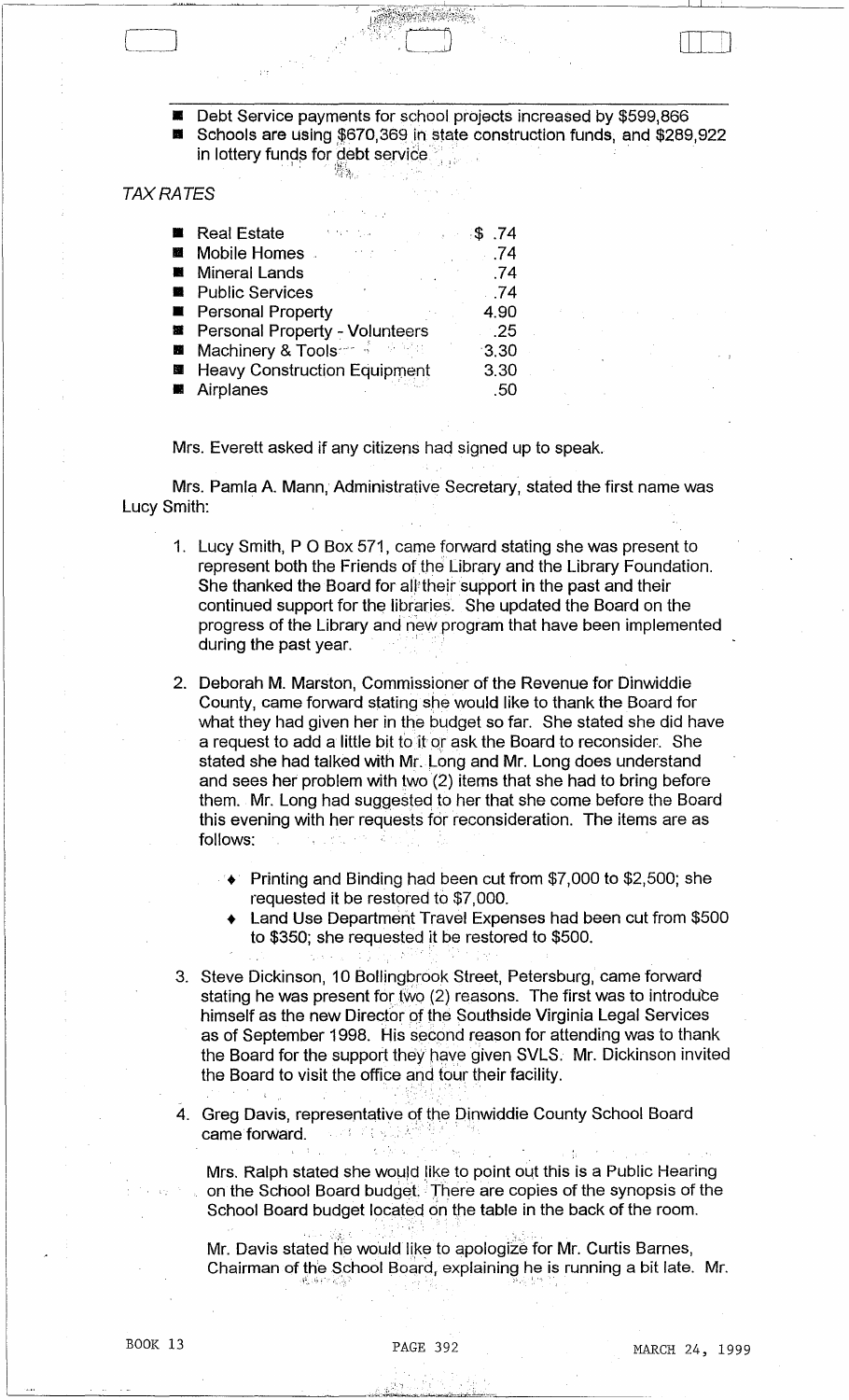- Debt Service payments for school projects increased by $599,866
- Schools are using $670,369 in state construction funds, and $289,922 in lottery funds for debt service

*TAX RATES*

| | |
|---|---|
| Real Estate | $ .74 |
| Mobile Homes | .74 |
| Mineral Lands | .74 |
| Public Services | .74 |
| Personal Property | 4.90 |
| Personal Property - Volunteers | .25 |
| Machinery & Tools | 3.30 |
| Heavy Construction Equipment | 3.30 |
| Airplanes | .50 |

Mrs. Everett asked if any citizens had signed up to speak.

Mrs. Pamla A. Mann, Administrative Secretary, stated the first name was Lucy Smith:

1. Lucy Smith, P O Box 571, came forward stating she was present to represent both the Friends of the Library and the Library Foundation. She thanked the Board for all their support in the past and their continued support for the libraries. She updated the Board on the progress of the Library and new program that have been implemented during the past year.

2. Deborah M. Marston, Commissioner of the Revenue for Dinwiddie County, came forward stating she would like to thank the Board for what they had given her in the budget so far. She stated she did have a request to add a little bit to it or ask the Board to reconsider. She stated she had talked with Mr. Long and Mr. Long does understand and sees her problem with two (2) items that she had to bring before them. Mr. Long had suggested to her that she come before the Board this evening with her requests for reconsideration. The items are as follows:

   - Printing and Binding had been cut from $7,000 to $2,500; she requested it be restored to $7,000.
   - Land Use Department Travel Expenses had been cut from $500 to $350; she requested it be restored to $500.

3. Steve Dickinson, 10 Bollingbrook Street, Petersburg, came forward stating he was present for two (2) reasons. The first was to introduce himself as the new Director of the Southside Virginia Legal Services as of September 1998. His second reason for attending was to thank the Board for the support they have given SVLS. Mr. Dickinson invited the Board to visit the office and tour their facility.

4. Greg Davis, representative of the Dinwiddie County School Board came forward.

   Mrs. Ralph stated she would like to point out this is a Public Hearing on the School Board budget. There are copies of the synopsis of the School Board budget located on the table in the back of the room.

   Mr. Davis stated he would like to apologize for Mr. Curtis Barnes, Chairman of the School Board, explaining he is running a bit late. Mr.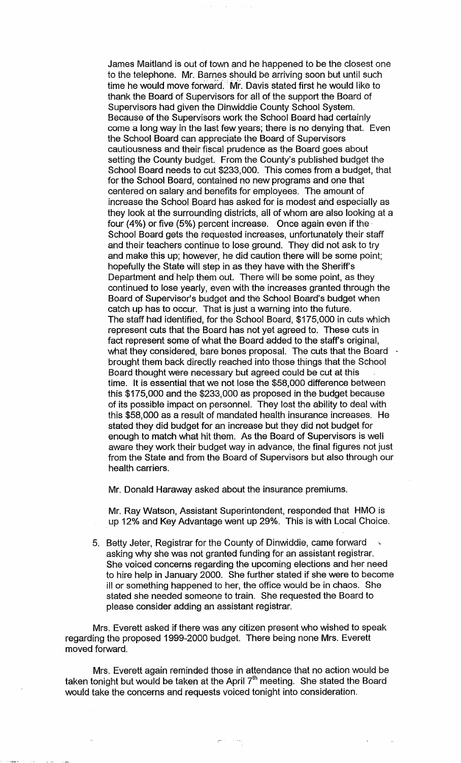James Maitland is out of town and he happened to be the closest one to the telephone. Mr. Barnes should be arriving soon but until such time he would move forward. Mr. Davis stated first he would like to thank the Board of Supervisors for all of the support the Board of Supervisors had given the Dinwiddie County School System. Because of the Supervisors work the School Board had certainly come a long way in the last few years; there is no denying that. Even the School Board can appreciate the Board of Supervisors cautiousness and their fiscal prudence as the Board goes about setting the County budget. From the County's published budget the School Board needs to cut $233,000. This comes from a budget, that for the School Board, contained no new programs and one that centered on salary and benefits for employees. The amount of increase the School Board has asked for is modest and especially as they look at the surrounding districts, all of whom are also looking at a four (4%) or five (5%) percent increase. Once again even if the School Board gets the requested increases, unfortunately their staff and their teachers continue to lose ground. They did not ask to try and make this up; however, he did caution there will be some point; hopefully the State will step in as they have with the Sheriff's Department and help them out. There will be some point, as they continued to lose yearly, even with the increases granted through the Board of Supervisor's budget and the School Board's budget when catch up has to occur. That is just a warning into the future. The staff had identified, for the School Board, $175,000 in cuts which represent cuts that the Board has not yet agreed to. These cuts in fact represent some of what the Board added to the staff's original, what they considered, bare bones proposal. The cuts that the Board brought them back directly reached into those things that the School Board thought were necessary but agreed could be cut at this time. It is essential that we not lose the $58,000 difference between this $175,000 and the $233,000 as proposed in the budget because of its possible impact on personnel. They lost the ability to deal with this $58,000 as a result of mandated health insurance increases. He stated they did budget for an increase but they did not budget for enough to match what hit them. As the Board of Supervisors is well aware they work their budget way in advance, the final figures not just from the State and from the Board of Supervisors but also through our health carriers.

Mr. Donald Haraway asked about the insurance premiums.

Mr. Ray Watson, Assistant Superintendent, responded that HMO is up 12% and Key Advantage went up 29%. This is with Local Choice.

5. Betty Jeter, Registrar for the County of Dinwiddie, came forward asking why she was not granted funding for an assistant registrar. She voiced concerns regarding the upcoming elections and her need to hire help in January 2000. She further stated if she were to become ill or something happened to her, the office would be in chaos. She stated she needed someone to train. She requested the Board to please consider adding an assistant registrar.

Mrs. Everett asked if there was any citizen present who wished to speak regarding the proposed 1999-2000 budget. There being none Mrs. Everett moved forward.

Mrs. Everett again reminded those in attendance that no action would be taken tonight but would be taken at the April 7th meeting. She stated the Board would take the concerns and requests voiced tonight into consideration.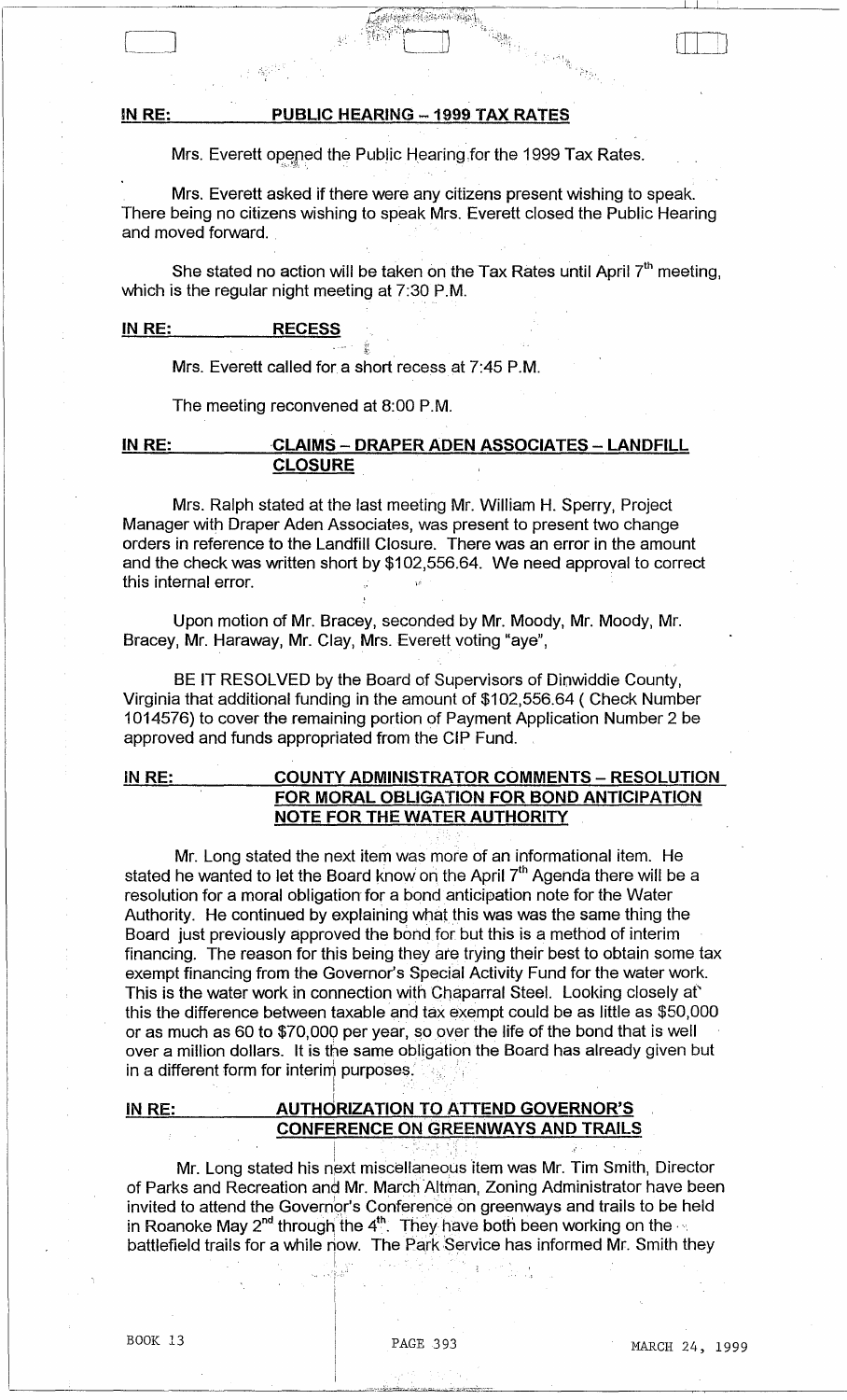**IN RE: PUBLIC HEARING – 1999 TAX RATES**

Mrs. Everett opened the Public Hearing for the 1999 Tax Rates.

Mrs. Everett asked if there were any citizens present wishing to speak. There being no citizens wishing to speak Mrs. Everett closed the Public Hearing and moved forward.

She stated no action will be taken on the Tax Rates until April 7th meeting, which is the regular night meeting at 7:30 P.M.

**IN RE: RECESS**

Mrs. Everett called for a short recess at 7:45 P.M.

The meeting reconvened at 8:00 P.M.

**IN RE: CLAIMS – DRAPER ADEN ASSOCIATES – LANDFILL CLOSURE**

Mrs. Ralph stated at the last meeting Mr. William H. Sperry, Project Manager with Draper Aden Associates, was present to present two change orders in reference to the Landfill Closure. There was an error in the amount and the check was written short by $102,556.64. We need approval to correct this internal error.

Upon motion of Mr. Bracey, seconded by Mr. Moody, Mr. Moody, Mr. Bracey, Mr. Haraway, Mr. Clay, Mrs. Everett voting "aye",

BE IT RESOLVED by the Board of Supervisors of Dinwiddie County, Virginia that additional funding in the amount of $102,556.64 ( Check Number 1014576) to cover the remaining portion of Payment Application Number 2 be approved and funds appropriated from the CIP Fund.

**IN RE: COUNTY ADMINISTRATOR COMMENTS – RESOLUTION FOR MORAL OBLIGATION FOR BOND ANTICIPATION NOTE FOR THE WATER AUTHORITY**

Mr. Long stated the next item was more of an informational item. He stated he wanted to let the Board know on the April 7th Agenda there will be a resolution for a moral obligation for a bond anticipation note for the Water Authority. He continued by explaining what this was was the same thing the Board just previously approved the bond for but this is a method of interim financing. The reason for this being they are trying their best to obtain some tax exempt financing from the Governor's Special Activity Fund for the water work. This is the water work in connection with Chaparral Steel. Looking closely at this the difference between taxable and tax exempt could be as little as $50,000 or as much as 60 to $70,000 per year, so over the life of the bond that is well over a million dollars. It is the same obligation the Board has already given but in a different form for interim purposes.

**IN RE: AUTHORIZATION TO ATTEND GOVERNOR'S CONFERENCE ON GREENWAYS AND TRAILS**

Mr. Long stated his next miscellaneous item was Mr. Tim Smith, Director of Parks and Recreation and Mr. March Altman, Zoning Administrator have been invited to attend the Governor's Conference on greenways and trails to be held in Roanoke May 2nd through the 4th. They have both been working on the battlefield trails for a while now. The Park Service has informed Mr. Smith they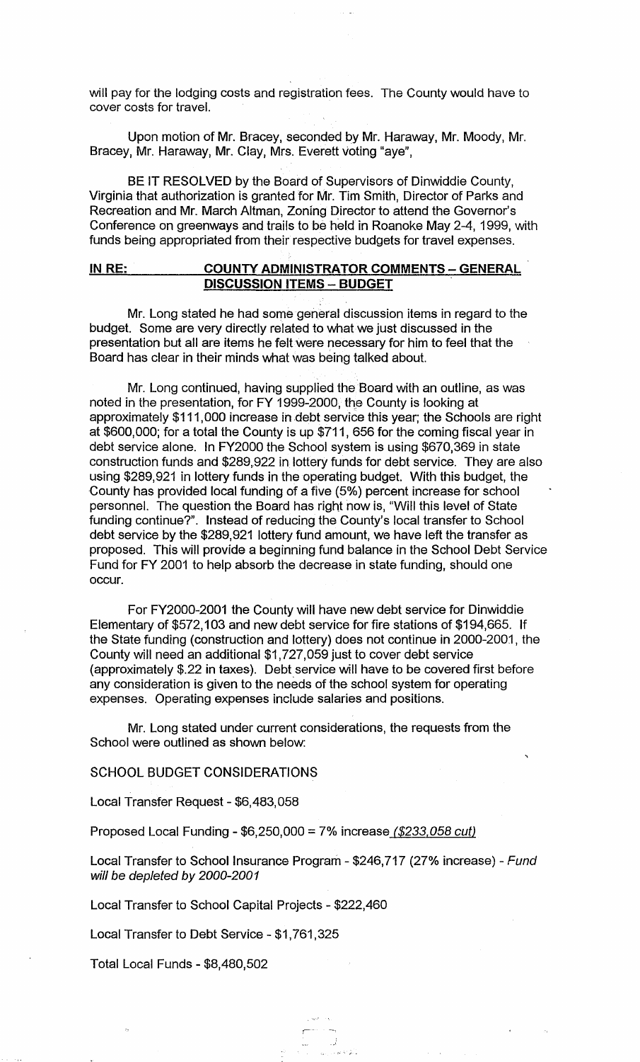will pay for the lodging costs and registration fees. The County would have to cover costs for travel.

Upon motion of Mr. Bracey, seconded by Mr. Haraway, Mr. Moody, Mr. Bracey, Mr. Haraway, Mr. Clay, Mrs. Everett voting "aye",

BE IT RESOLVED by the Board of Supervisors of Dinwiddie County, Virginia that authorization is granted for Mr. Tim Smith, Director of Parks and Recreation and Mr. March Altman, Zoning Director to attend the Governor's Conference on greenways and trails to be held in Roanoke May 2-4, 1999, with funds being appropriated from their respective budgets for travel expenses.

**IN RE: COUNTY ADMINISTRATOR COMMENTS – GENERAL DISCUSSION ITEMS – BUDGET**

Mr. Long stated he had some general discussion items in regard to the budget. Some are very directly related to what we just discussed in the presentation but all are items he felt were necessary for him to feel that the Board has clear in their minds what was being talked about.

Mr. Long continued, having supplied the Board with an outline, as was noted in the presentation, for FY 1999-2000, the County is looking at approximately $111,000 increase in debt service this year; the Schools are right at $600,000; for a total the County is up $711, 656 for the coming fiscal year in debt service alone. In FY2000 the School system is using $670,369 in state construction funds and $289,922 in lottery funds for debt service. They are also using $289,921 in lottery funds in the operating budget. With this budget, the County has provided local funding of a five (5%) percent increase for school personnel. The question the Board has right now is, "Will this level of State funding continue?". Instead of reducing the County's local transfer to School debt service by the $289,921 lottery fund amount, we have left the transfer as proposed. This will provide a beginning fund balance in the School Debt Service Fund for FY 2001 to help absorb the decrease in state funding, should one occur.

For FY2000-2001 the County will have new debt service for Dinwiddie Elementary of $572,103 and new debt service for fire stations of $194,665. If the State funding (construction and lottery) does not continue in 2000-2001, the County will need an additional $1,727,059 just to cover debt service (approximately $.22 in taxes). Debt service will have to be covered first before any consideration is given to the needs of the school system for operating expenses. Operating expenses include salaries and positions.

Mr. Long stated under current considerations, the requests from the School were outlined as shown below:

SCHOOL BUDGET CONSIDERATIONS

Local Transfer Request - $6,483,058

Proposed Local Funding - $6,250,000 = 7% increase *($233,058 cut)*

Local Transfer to School Insurance Program - $246,717 (27% increase) - *Fund will be depleted by 2000-2001*

Local Transfer to School Capital Projects - $222,460

Local Transfer to Debt Service - $1,761,325

Total Local Funds - $8,480,502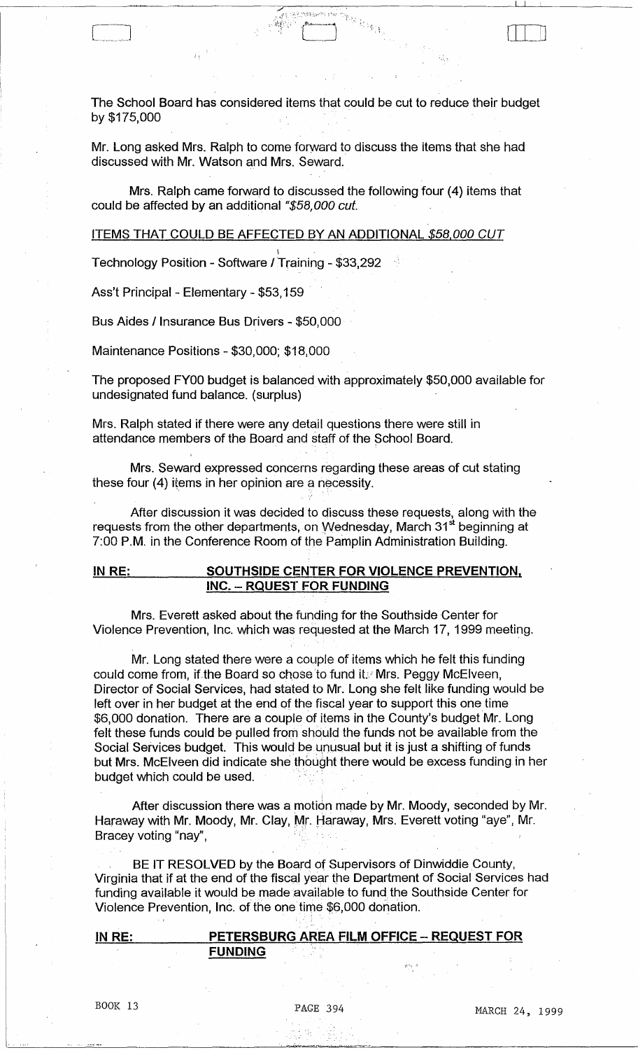The School Board has considered items that could be cut to reduce their budget by $175,000

Mr. Long asked Mrs. Ralph to come forward to discuss the items that she had discussed with Mr. Watson and Mrs. Seward.

Mrs. Ralph came forward to discussed the following four (4) items that could be affected by an additional *"$58,000 cut.*

ITEMS THAT COULD BE AFFECTED BY AN ADDITIONAL *$58,000 CUT*

Technology Position - Software / Training - $33,292

Ass't Principal - Elementary - $53,159

Bus Aides / Insurance Bus Drivers - $50,000

Maintenance Positions - $30,000; $18,000

The proposed FY00 budget is balanced with approximately $50,000 available for undesignated fund balance. (surplus)

Mrs. Ralph stated if there were any detail questions there were still in attendance members of the Board and staff of the School Board.

Mrs. Seward expressed concerns regarding these areas of cut stating these four (4) items in her opinion are a necessity.

After discussion it was decided to discuss these requests, along with the requests from the other departments, on Wednesday, March 31st beginning at 7:00 P.M. in the Conference Room of the Pamplin Administration Building.

**IN RE: SOUTHSIDE CENTER FOR VIOLENCE PREVENTION, INC. – RQUEST FOR FUNDING**

Mrs. Everett asked about the funding for the Southside Center for Violence Prevention, Inc. which was requested at the March 17, 1999 meeting.

Mr. Long stated there were a couple of items which he felt this funding could come from, if the Board so chose to fund it. Mrs. Peggy McElveen, Director of Social Services, had stated to Mr. Long she felt like funding would be left over in her budget at the end of the fiscal year to support this one time $6,000 donation. There are a couple of items in the County's budget Mr. Long felt these funds could be pulled from should the funds not be available from the Social Services budget. This would be unusual but it is just a shifting of funds but Mrs. McElveen did indicate she thought there would be excess funding in her budget which could be used.

After discussion there was a motion made by Mr. Moody, seconded by Mr. Haraway with Mr. Moody, Mr. Clay, Mr. Haraway, Mrs. Everett voting "aye", Mr. Bracey voting "nay",

BE IT RESOLVED by the Board of Supervisors of Dinwiddie County, Virginia that if at the end of the fiscal year the Department of Social Services had funding available it would be made available to fund the Southside Center for Violence Prevention, Inc. of the one time $6,000 donation.

**IN RE: PETERSBURG AREA FILM OFFICE – REQUEST FOR FUNDING**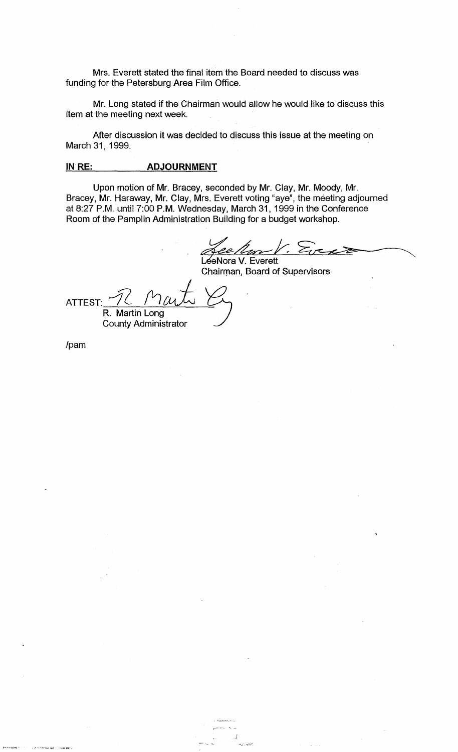Mrs. Everett stated the final item the Board needed to discuss was funding for the Petersburg Area Film Office.

Mr. Long stated if the Chairman would allow he would like to discuss this item at the meeting next week.

After discussion it was decided to discuss this issue at the meeting on March 31, 1999.

**IN RE: ADJOURNMENT**

Upon motion of Mr. Bracey, seconded by Mr. Clay, Mr. Moody, Mr. Bracey, Mr. Haraway, Mr. Clay, Mrs. Everett voting "aye", the meeting adjourned at 8:27 P.M. until 7:00 P.M. Wednesday, March 31, 1999 in the Conference Room of the Pamplin Administration Building for a budget workshop.

LeeNora V. Everett
Chairman, Board of Supervisors

ATTEST:
R. Martin Long
County Administrator

/pam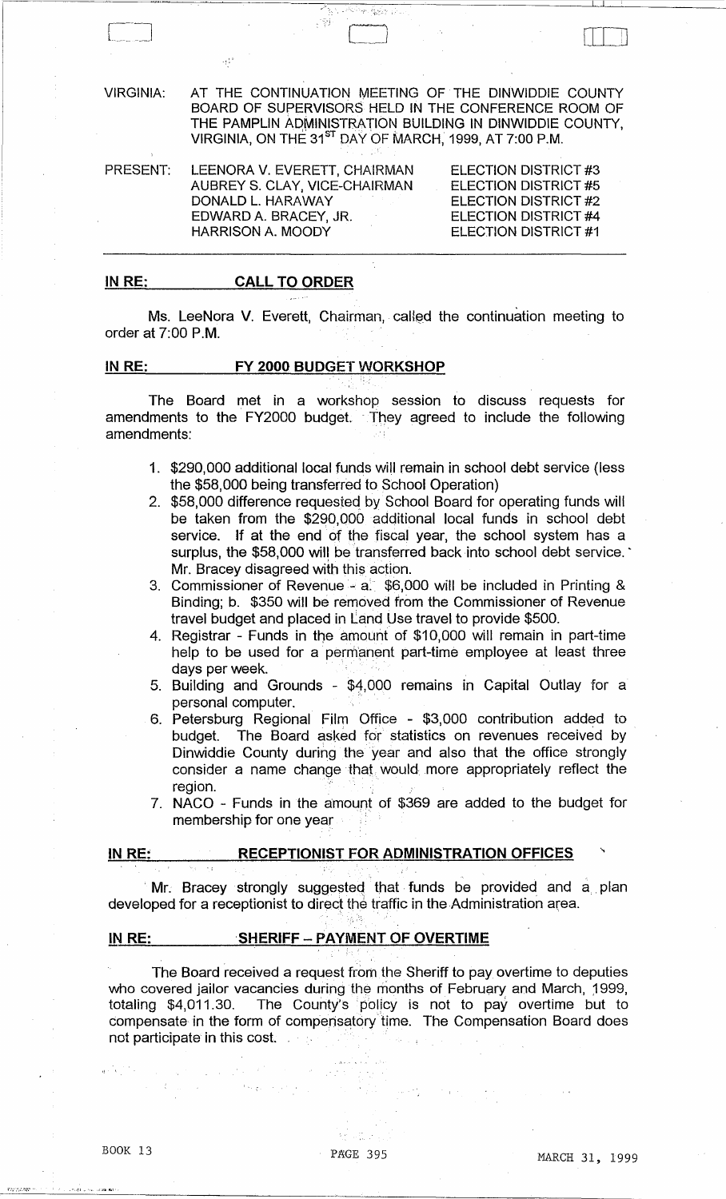VIRGINIA: AT THE CONTINUATION MEETING OF THE DINWIDDIE COUNTY BOARD OF SUPERVISORS HELD IN THE CONFERENCE ROOM OF THE PAMPLIN ADMINISTRATION BUILDING IN DINWIDDIE COUNTY, VIRGINIA, ON THE 31ST DAY OF MARCH, 1999, AT 7:00 P.M.

| PRESENT: | | |
|---|---|---|
| | LEENORA V. EVERETT, CHAIRMAN | ELECTION DISTRICT #3 |
| | AUBREY S. CLAY, VICE-CHAIRMAN | ELECTION DISTRICT #5 |
| | DONALD L. HARAWAY | ELECTION DISTRICT #2 |
| | EDWARD A. BRACEY, JR. | ELECTION DISTRICT #4 |
| | HARRISON A. MOODY | ELECTION DISTRICT #1 |

**IN RE: CALL TO ORDER**

Ms. LeeNora V. Everett, Chairman, called the continuation meeting to order at 7:00 P.M.

**IN RE: FY 2000 BUDGET WORKSHOP**

The Board met in a workshop session to discuss requests for amendments to the FY2000 budget. They agreed to include the following amendments:

1. $290,000 additional local funds will remain in school debt service (less the $58,000 being transferred to School Operation)
2. $58,000 difference requested by School Board for operating funds will be taken from the $290,000 additional local funds in school debt service. If at the end of the fiscal year, the school system has a surplus, the $58,000 will be transferred back into school debt service. Mr. Bracey disagreed with this action.
3. Commissioner of Revenue - a. $6,000 will be included in Printing & Binding; b. $350 will be removed from the Commissioner of Revenue travel budget and placed in Land Use travel to provide $500.
4. Registrar - Funds in the amount of $10,000 will remain in part-time help to be used for a permanent part-time employee at least three days per week.
5. Building and Grounds - $4,000 remains in Capital Outlay for a personal computer.
6. Petersburg Regional Film Office - $3,000 contribution added to budget. The Board asked for statistics on revenues received by Dinwiddie County during the year and also that the office strongly consider a name change that would more appropriately reflect the region.
7. NACO - Funds in the amount of $369 are added to the budget for membership for one year

**IN RE: RECEPTIONIST FOR ADMINISTRATION OFFICES**

Mr. Bracey strongly suggested that funds be provided and a plan developed for a receptionist to direct the traffic in the Administration area.

**IN RE: SHERIFF – PAYMENT OF OVERTIME**

The Board received a request from the Sheriff to pay overtime to deputies who covered jailor vacancies during the months of February and March, 1999, totaling $4,011.30. The County's policy is not to pay overtime but to compensate in the form of compensatory time. The Compensation Board does not participate in this cost.

BOOK 13 PAGE 395 MARCH 31, 1999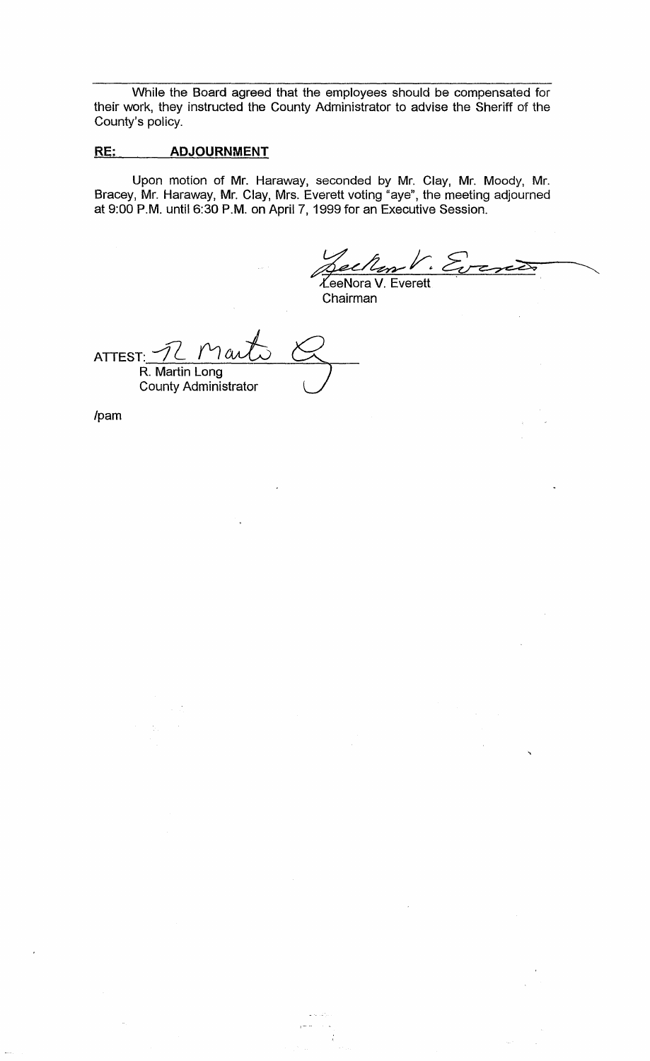While the Board agreed that the employees should be compensated for their work, they instructed the County Administrator to advise the Sheriff of the County's policy.

**RE: ADJOURNMENT**

Upon motion of Mr. Haraway, seconded by Mr. Clay, Mr. Moody, Mr. Bracey, Mr. Haraway, Mr. Clay, Mrs. Everett voting "aye", the meeting adjourned at 9:00 P.M. until 6:30 P.M. on April 7, 1999 for an Executive Session.

LeeNora V. Everett
Chairman

ATTEST:
R. Martin Long
County Administrator

/pam